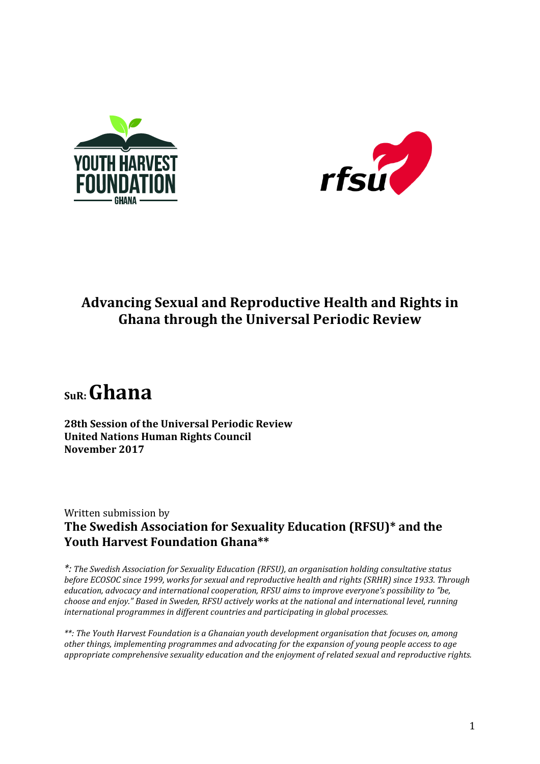# Advancing Sexual and Reproductive Health and Rights in Ghana through the Universal Periodic Review

## SuR: Ghana

**28th Session of the Universal Periodic Review**
**United Nations Human Rights Council**
**November 2017**

Written submission by
**The Swedish Association for Sexuality Education (RFSU)* and the Youth Harvest Foundation Ghana****

*\*: The Swedish Association for Sexuality Education (RFSU), an organisation holding consultative status before ECOSOC since 1999, works for sexual and reproductive health and rights (SRHR) since 1933. Through education, advocacy and international cooperation, RFSU aims to improve everyone's possibility to "be, choose and enjoy." Based in Sweden, RFSU actively works at the national and international level, running international programmes in different countries and participating in global processes.*

*\*\*: The Youth Harvest Foundation is a Ghanaian youth development organisation that focuses on, among other things, implementing programmes and advocating for the expansion of young people access to age appropriate comprehensive sexuality education and the enjoyment of related sexual and reproductive rights.*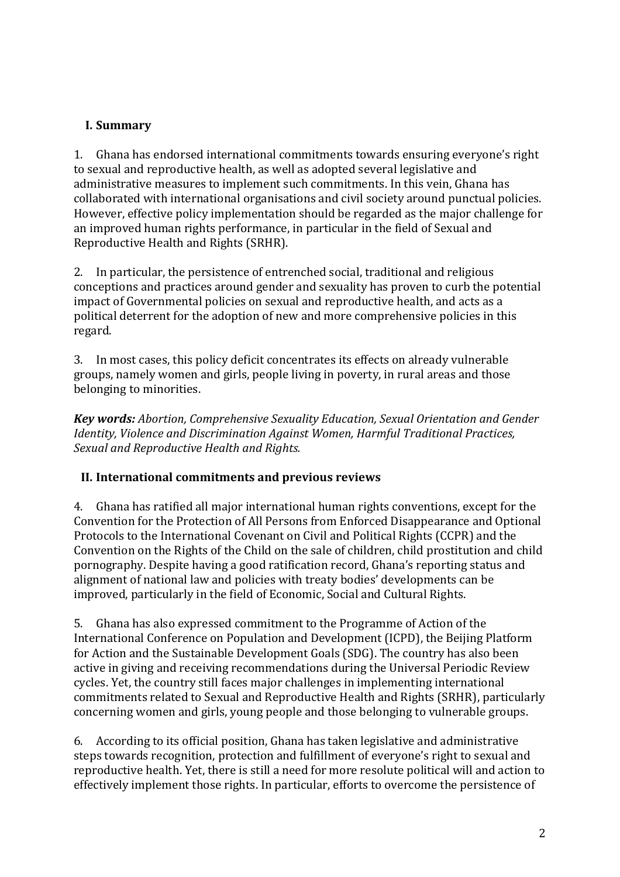## I. Summary

1. Ghana has endorsed international commitments towards ensuring everyone's right to sexual and reproductive health, as well as adopted several legislative and administrative measures to implement such commitments. In this vein, Ghana has collaborated with international organisations and civil society around punctual policies. However, effective policy implementation should be regarded as the major challenge for an improved human rights performance, in particular in the field of Sexual and Reproductive Health and Rights (SRHR).

2. In particular, the persistence of entrenched social, traditional and religious conceptions and practices around gender and sexuality has proven to curb the potential impact of Governmental policies on sexual and reproductive health, and acts as a political deterrent for the adoption of new and more comprehensive policies in this regard.

3. In most cases, this policy deficit concentrates its effects on already vulnerable groups, namely women and girls, people living in poverty, in rural areas and those belonging to minorities.

***Key words:*** *Abortion, Comprehensive Sexuality Education, Sexual Orientation and Gender Identity, Violence and Discrimination Against Women, Harmful Traditional Practices, Sexual and Reproductive Health and Rights.*

## II. International commitments and previous reviews

4. Ghana has ratified all major international human rights conventions, except for the Convention for the Protection of All Persons from Enforced Disappearance and Optional Protocols to the International Covenant on Civil and Political Rights (CCPR) and the Convention on the Rights of the Child on the sale of children, child prostitution and child pornography. Despite having a good ratification record, Ghana's reporting status and alignment of national law and policies with treaty bodies' developments can be improved, particularly in the field of Economic, Social and Cultural Rights.

5. Ghana has also expressed commitment to the Programme of Action of the International Conference on Population and Development (ICPD), the Beijing Platform for Action and the Sustainable Development Goals (SDG). The country has also been active in giving and receiving recommendations during the Universal Periodic Review cycles. Yet, the country still faces major challenges in implementing international commitments related to Sexual and Reproductive Health and Rights (SRHR), particularly concerning women and girls, young people and those belonging to vulnerable groups.

6. According to its official position, Ghana has taken legislative and administrative steps towards recognition, protection and fulfillment of everyone's right to sexual and reproductive health. Yet, there is still a need for more resolute political will and action to effectively implement those rights. In particular, efforts to overcome the persistence of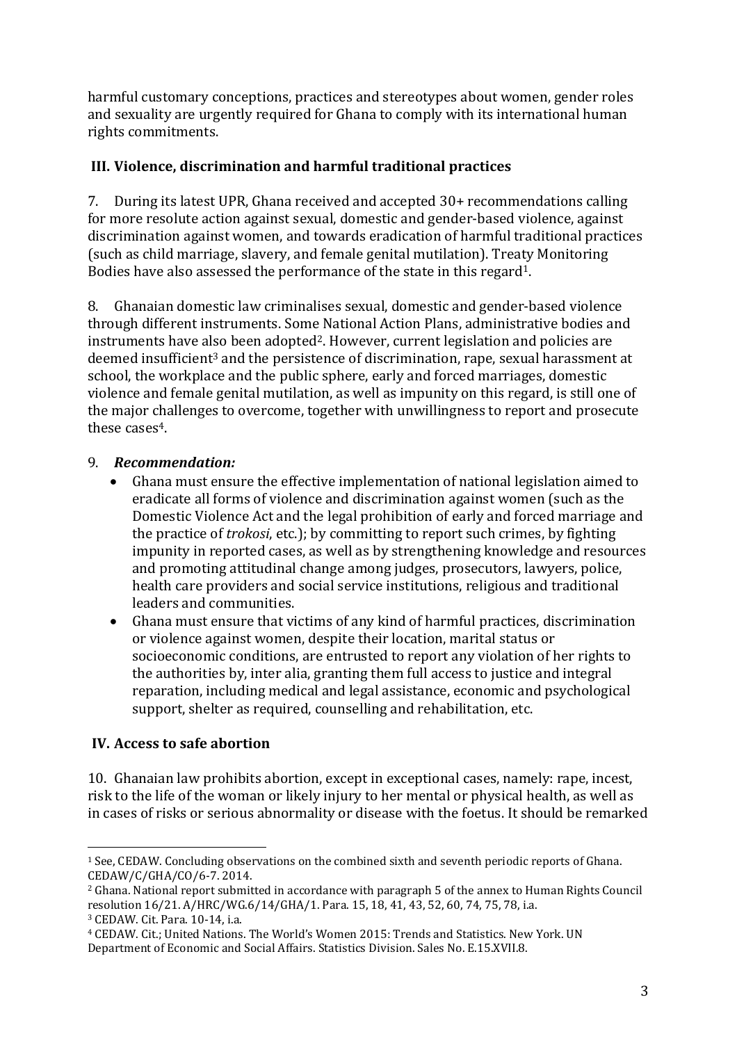harmful customary conceptions, practices and stereotypes about women, gender roles and sexuality are urgently required for Ghana to comply with its international human rights commitments.

## III. Violence, discrimination and harmful traditional practices

7. During its latest UPR, Ghana received and accepted 30+ recommendations calling for more resolute action against sexual, domestic and gender-based violence, against discrimination against women, and towards eradication of harmful traditional practices (such as child marriage, slavery, and female genital mutilation). Treaty Monitoring Bodies have also assessed the performance of the state in this regard[1].

8. Ghanaian domestic law criminalises sexual, domestic and gender-based violence through different instruments. Some National Action Plans, administrative bodies and instruments have also been adopted[2]. However, current legislation and policies are deemed insufficient[3] and the persistence of discrimination, rape, sexual harassment at school, the workplace and the public sphere, early and forced marriages, domestic violence and female genital mutilation, as well as impunity on this regard, is still one of the major challenges to overcome, together with unwillingness to report and prosecute these cases[4].

9. ***Recommendation:***

- Ghana must ensure the effective implementation of national legislation aimed to eradicate all forms of violence and discrimination against women (such as the Domestic Violence Act and the legal prohibition of early and forced marriage and the practice of *trokosi*, etc.); by committing to report such crimes, by fighting impunity in reported cases, as well as by strengthening knowledge and resources and promoting attitudinal change among judges, prosecutors, lawyers, police, health care providers and social service institutions, religious and traditional leaders and communities.
- Ghana must ensure that victims of any kind of harmful practices, discrimination or violence against women, despite their location, marital status or socioeconomic conditions, are entrusted to report any violation of her rights to the authorities by, inter alia, granting them full access to justice and integral reparation, including medical and legal assistance, economic and psychological support, shelter as required, counselling and rehabilitation, etc.

## IV. Access to safe abortion

10. Ghanaian law prohibits abortion, except in exceptional cases, namely: rape, incest, risk to the life of the woman or likely injury to her mental or physical health, as well as in cases of risks or serious abnormality or disease with the foetus. It should be remarked

---

[1] See, CEDAW. Concluding observations on the combined sixth and seventh periodic reports of Ghana. CEDAW/C/GHA/CO/6-7. 2014.

[2] Ghana. National report submitted in accordance with paragraph 5 of the annex to Human Rights Council resolution 16/21. A/HRC/WG.6/14/GHA/1. Para. 15, 18, 41, 43, 52, 60, 74, 75, 78, i.a.

[3] CEDAW. Cit. Para. 10-14, i.a.

[4] CEDAW. Cit.; United Nations. The World's Women 2015: Trends and Statistics. New York. UN Department of Economic and Social Affairs. Statistics Division. Sales No. E.15.XVII.8.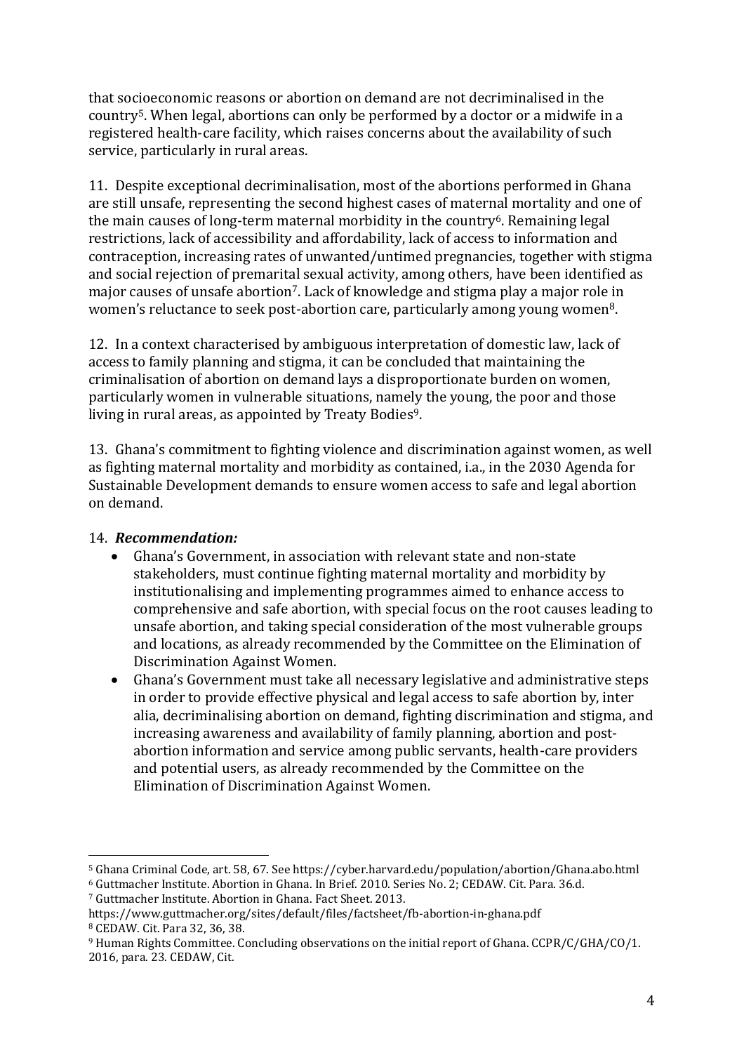that socioeconomic reasons or abortion on demand are not decriminalised in the country[5]. When legal, abortions can only be performed by a doctor or a midwife in a registered health-care facility, which raises concerns about the availability of such service, particularly in rural areas.

11. Despite exceptional decriminalisation, most of the abortions performed in Ghana are still unsafe, representing the second highest cases of maternal mortality and one of the main causes of long-term maternal morbidity in the country[6]. Remaining legal restrictions, lack of accessibility and affordability, lack of access to information and contraception, increasing rates of unwanted/untimed pregnancies, together with stigma and social rejection of premarital sexual activity, among others, have been identified as major causes of unsafe abortion[7]. Lack of knowledge and stigma play a major role in women's reluctance to seek post-abortion care, particularly among young women[8].

12. In a context characterised by ambiguous interpretation of domestic law, lack of access to family planning and stigma, it can be concluded that maintaining the criminalisation of abortion on demand lays a disproportionate burden on women, particularly women in vulnerable situations, namely the young, the poor and those living in rural areas, as appointed by Treaty Bodies[9].

13. Ghana's commitment to fighting violence and discrimination against women, as well as fighting maternal mortality and morbidity as contained, i.a., in the 2030 Agenda for Sustainable Development demands to ensure women access to safe and legal abortion on demand.

14. ***Recommendation:***

- Ghana's Government, in association with relevant state and non-state stakeholders, must continue fighting maternal mortality and morbidity by institutionalising and implementing programmes aimed to enhance access to comprehensive and safe abortion, with special focus on the root causes leading to unsafe abortion, and taking special consideration of the most vulnerable groups and locations, as already recommended by the Committee on the Elimination of Discrimination Against Women.
- Ghana's Government must take all necessary legislative and administrative steps in order to provide effective physical and legal access to safe abortion by, inter alia, decriminalising abortion on demand, fighting discrimination and stigma, and increasing awareness and availability of family planning, abortion and post-abortion information and service among public servants, health-care providers and potential users, as already recommended by the Committee on the Elimination of Discrimination Against Women.

---

[5] Ghana Criminal Code, art. 58, 67. See https://cyber.harvard.edu/population/abortion/Ghana.abo.html

[6] Guttmacher Institute. Abortion in Ghana. In Brief. 2010. Series No. 2; CEDAW. Cit. Para. 36.d.

[7] Guttmacher Institute. Abortion in Ghana. Fact Sheet. 2013. https://www.guttmacher.org/sites/default/files/factsheet/fb-abortion-in-ghana.pdf

[8] CEDAW. Cit. Para 32, 36, 38.

[9] Human Rights Committee. Concluding observations on the initial report of Ghana. CCPR/C/GHA/CO/1. 2016, para. 23. CEDAW, Cit.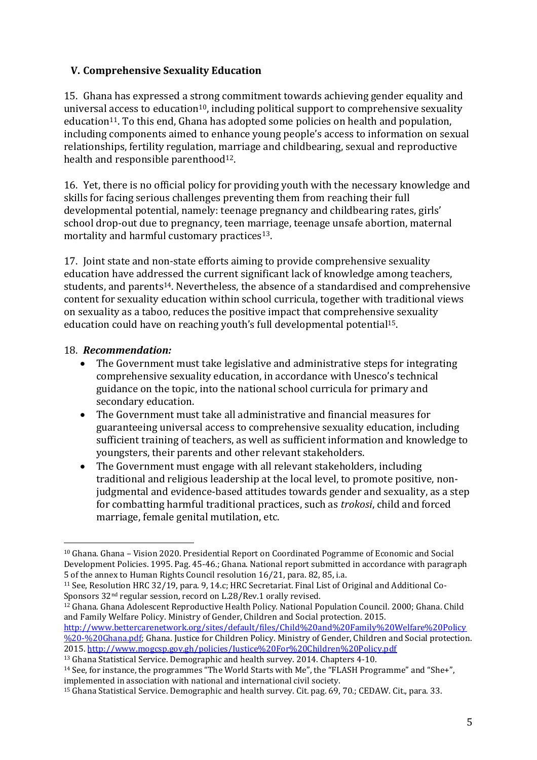## V. Comprehensive Sexuality Education

15. Ghana has expressed a strong commitment towards achieving gender equality and universal access to education[10], including political support to comprehensive sexuality education[11]. To this end, Ghana has adopted some policies on health and population, including components aimed to enhance young people's access to information on sexual relationships, fertility regulation, marriage and childbearing, sexual and reproductive health and responsible parenthood[12].

16. Yet, there is no official policy for providing youth with the necessary knowledge and skills for facing serious challenges preventing them from reaching their full developmental potential, namely: teenage pregnancy and childbearing rates, girls' school drop-out due to pregnancy, teen marriage, teenage unsafe abortion, maternal mortality and harmful customary practices[13].

17. Joint state and non-state efforts aiming to provide comprehensive sexuality education have addressed the current significant lack of knowledge among teachers, students, and parents[14]. Nevertheless, the absence of a standardised and comprehensive content for sexuality education within school curricula, together with traditional views on sexuality as a taboo, reduces the positive impact that comprehensive sexuality education could have on reaching youth's full developmental potential[15].

18. ***Recommendation:***

- The Government must take legislative and administrative steps for integrating comprehensive sexuality education, in accordance with Unesco's technical guidance on the topic, into the national school curricula for primary and secondary education.
- The Government must take all administrative and financial measures for guaranteeing universal access to comprehensive sexuality education, including sufficient training of teachers, as well as sufficient information and knowledge to youngsters, their parents and other relevant stakeholders.
- The Government must engage with all relevant stakeholders, including traditional and religious leadership at the local level, to promote positive, non-judgmental and evidence-based attitudes towards gender and sexuality, as a step for combatting harmful traditional practices, such as *trokosi*, child and forced marriage, female genital mutilation, etc.

---

[10] Ghana. Ghana – Vision 2020. Presidential Report on Coordinated Pogramme of Economic and Social Development Policies. 1995. Pag. 45-46.; Ghana. National report submitted in accordance with paragraph 5 of the annex to Human Rights Council resolution 16/21, para. 82, 85, i.a.

[11] See, Resolution HRC 32/19, para. 9, 14.c; HRC Secretariat. Final List of Original and Additional Co-Sponsors 32nd regular session, record on L.28/Rev.1 orally revised.

[12] Ghana. Ghana Adolescent Reproductive Health Policy. National Population Council. 2000; Ghana. Child and Family Welfare Policy. Ministry of Gender, Children and Social protection. 2015. http://www.bettercarenetwork.org/sites/default/files/Child%20and%20Family%20Welfare%20Policy%20-%20Ghana.pdf; Ghana. Justice for Children Policy. Ministry of Gender, Children and Social protection. 2015. http://www.mogcsp.gov.gh/policies/Justice%20For%20Children%20Policy.pdf

[13] Ghana Statistical Service. Demographic and health survey. 2014. Chapters 4-10.

[14] See, for instance, the programmes "The World Starts with Me", the "FLASH Programme" and "She+", implemented in association with national and international civil society.

[15] Ghana Statistical Service. Demographic and health survey. Cit. pag. 69, 70.; CEDAW. Cit., para. 33.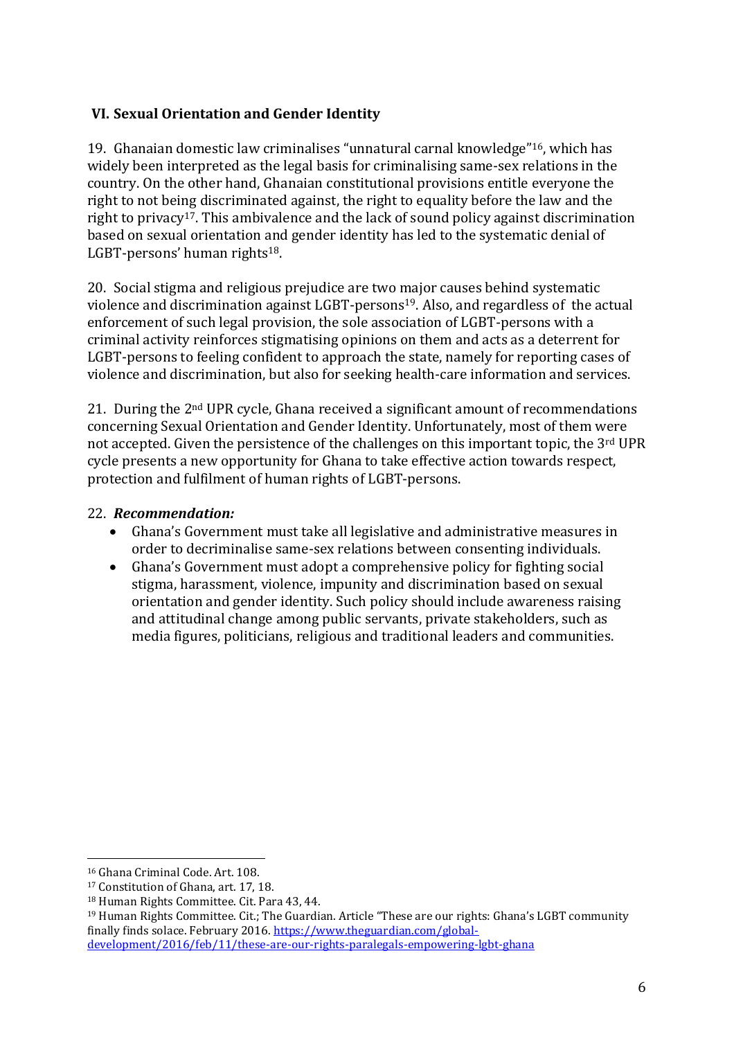## VI. Sexual Orientation and Gender Identity

19. Ghanaian domestic law criminalises "unnatural carnal knowledge"[16], which has widely been interpreted as the legal basis for criminalising same-sex relations in the country. On the other hand, Ghanaian constitutional provisions entitle everyone the right to not being discriminated against, the right to equality before the law and the right to privacy[17]. This ambivalence and the lack of sound policy against discrimination based on sexual orientation and gender identity has led to the systematic denial of LGBT-persons' human rights[18].

20. Social stigma and religious prejudice are two major causes behind systematic violence and discrimination against LGBT-persons[19]. Also, and regardless of the actual enforcement of such legal provision, the sole association of LGBT-persons with a criminal activity reinforces stigmatising opinions on them and acts as a deterrent for LGBT-persons to feeling confident to approach the state, namely for reporting cases of violence and discrimination, but also for seeking health-care information and services.

21. During the 2nd UPR cycle, Ghana received a significant amount of recommendations concerning Sexual Orientation and Gender Identity. Unfortunately, most of them were not accepted. Given the persistence of the challenges on this important topic, the 3rd UPR cycle presents a new opportunity for Ghana to take effective action towards respect, protection and fulfilment of human rights of LGBT-persons.

22. ***Recommendation:***

- Ghana's Government must take all legislative and administrative measures in order to decriminalise same-sex relations between consenting individuals.
- Ghana's Government must adopt a comprehensive policy for fighting social stigma, harassment, violence, impunity and discrimination based on sexual orientation and gender identity. Such policy should include awareness raising and attitudinal change among public servants, private stakeholders, such as media figures, politicians, religious and traditional leaders and communities.

---

[16] Ghana Criminal Code. Art. 108.

[17] Constitution of Ghana, art. 17, 18.

[18] Human Rights Committee. Cit. Para 43, 44.

[19] Human Rights Committee. Cit.; The Guardian. Article "These are our rights: Ghana's LGBT community finally finds solace. February 2016. https://www.theguardian.com/global-development/2016/feb/11/these-are-our-rights-paralegals-empowering-lgbt-ghana